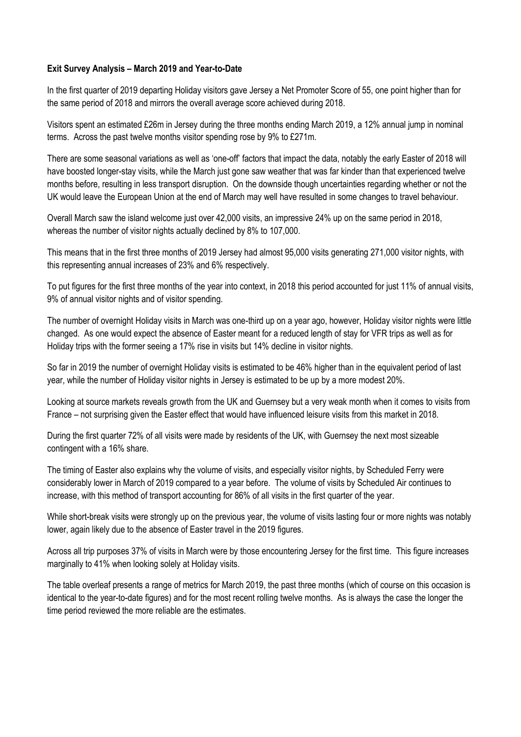**Exit Survey Analysis – March 2019 and Year-to-Date**

In the first quarter of 2019 departing Holiday visitors gave Jersey a Net Promoter Score of 55, one point higher than for the same period of 2018 and mirrors the overall average score achieved during 2018.

Visitors spent an estimated £26m in Jersey during the three months ending March 2019, a 12% annual jump in nominal terms. Across the past twelve months visitor spending rose by 9% to £271m.

There are some seasonal variations as well as 'one-off' factors that impact the data, notably the early Easter of 2018 will have boosted longer-stay visits, while the March just gone saw weather that was far kinder than that experienced twelve months before, resulting in less transport disruption. On the downside though uncertainties regarding whether or not the UK would leave the European Union at the end of March may well have resulted in some changes to travel behaviour.

Overall March saw the island welcome just over 42,000 visits, an impressive 24% up on the same period in 2018, whereas the number of visitor nights actually declined by 8% to 107,000.

This means that in the first three months of 2019 Jersey had almost 95,000 visits generating 271,000 visitor nights, with this representing annual increases of 23% and 6% respectively.

To put figures for the first three months of the year into context, in 2018 this period accounted for just 11% of annual visits, 9% of annual visitor nights and of visitor spending.

The number of overnight Holiday visits in March was one-third up on a year ago, however, Holiday visitor nights were little changed. As one would expect the absence of Easter meant for a reduced length of stay for VFR trips as well as for Holiday trips with the former seeing a 17% rise in visits but 14% decline in visitor nights.

So far in 2019 the number of overnight Holiday visits is estimated to be 46% higher than in the equivalent period of last year, while the number of Holiday visitor nights in Jersey is estimated to be up by a more modest 20%.

Looking at source markets reveals growth from the UK and Guernsey but a very weak month when it comes to visits from France – not surprising given the Easter effect that would have influenced leisure visits from this market in 2018.

During the first quarter 72% of all visits were made by residents of the UK, with Guernsey the next most sizeable contingent with a 16% share.

The timing of Easter also explains why the volume of visits, and especially visitor nights, by Scheduled Ferry were considerably lower in March of 2019 compared to a year before. The volume of visits by Scheduled Air continues to increase, with this method of transport accounting for 86% of all visits in the first quarter of the year.

While short-break visits were strongly up on the previous year, the volume of visits lasting four or more nights was notably lower, again likely due to the absence of Easter travel in the 2019 figures.

Across all trip purposes 37% of visits in March were by those encountering Jersey for the first time. This figure increases marginally to 41% when looking solely at Holiday visits.

The table overleaf presents a range of metrics for March 2019, the past three months (which of course on this occasion is identical to the year-to-date figures) and for the most recent rolling twelve months. As is always the case the longer the time period reviewed the more reliable are the estimates.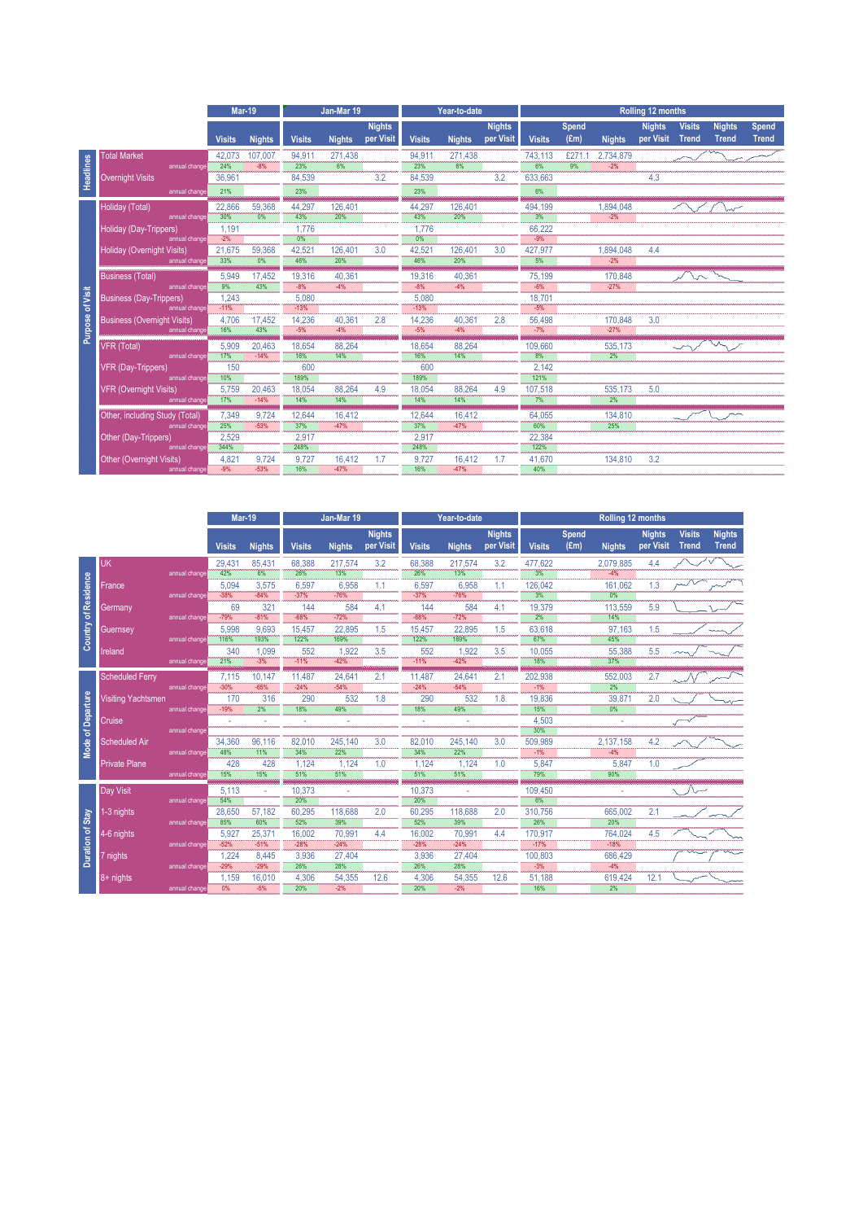| | | Mar-19 | | Jan-Mar 19 | | | Year-to-date | | | Rolling 12 months | | | | | | |
|---|---|---|---|---|---|---|---|---|---|---|---|---|---|---|---|---|
| | | Visits | Nights | Visits | Nights | Nights per Visit | Visits | Nights | Nights per Visit | Visits | Spend (£m) | Nights | Nights per Visit | Visits Trend | Nights Trend | Spend Trend |
| Headlines | Total Market | 42,073 | 107,007 | 94,911 | 271,438 | | 94,911 | 271,438 | | 743,113 | £271.1 | 2,734,879 | | | | |
| | annual change | 24% | -8% | 23% | 6% | | 23% | 6% | | 6% | 9% | -2% | | | | |
| | Overnight Visits | 36,961 | | 84,539 | | 3.2 | 84,539 | | 3.2 | 633,663 | | | 4.3 | | | |
| | annual change | 21% | | 23% | | | 23% | | | 6% | | | | | | |
| Purpose of Visit | Holiday (Total) | 22,866 | 59,368 | 44,297 | 126,401 | | 44,297 | 126,401 | | 494,199 | | 1,894,048 | | | | |
| | annual change | 30% | 0% | 43% | 20% | | 43% | 20% | | 3% | | -2% | | | | |
| | Holiday (Day-Trippers) | 1,191 | | 1,776 | | | 1,776 | | | 66,222 | | | | | | |
| | annual change | -2% | | 0% | | | 0% | | | -9% | | | | | | |
| | Holiday (Overnight Visits) | 21,675 | 59,368 | 42,521 | 126,401 | 3.0 | 42,521 | 126,401 | 3.0 | 427,977 | | 1,894,048 | 4.4 | | | |
| | annual change | 33% | 0% | 46% | 20% | | 46% | 20% | | 5% | | -2% | | | | |
| | Business (Total) | 5,949 | 17,452 | 19,316 | 40,361 | | 19,316 | 40,361 | | 75,199 | | 170,848 | | | | |
| | annual change | 9% | 43% | -8% | -4% | | -8% | -4% | | -6% | | -27% | | | | |
| | Business (Day-Trippers) | 1,243 | | 5,080 | | | 5,080 | | | 18,701 | | | | | | |
| | annual change | -11% | | -13% | | | -13% | | | -5% | | | | | | |
| | Business (Overnight Visits) | 4,706 | 17,452 | 14,236 | 40,361 | 2.8 | 14,236 | 40,361 | 2.8 | 56,498 | | 170,848 | 3.0 | | | |
| | annual change | 16% | 43% | -5% | -4% | | -5% | -4% | | -7% | | -27% | | | | |
| | VFR (Total) | 5,909 | 20,463 | 18,654 | 88,264 | | 18,654 | 88,264 | | 109,660 | | 535,173 | | | | |
| | annual change | 17% | -14% | 16% | 14% | | 16% | 14% | | 8% | | 2% | | | | |
| | VFR (Day-Trippers) | 150 | | 600 | | | 600 | | | 2,142 | | | | | | |
| | annual change | 10% | | 189% | | | 189% | | | 121% | | | | | | |
| | VFR (Overnight Visits) | 5,759 | 20,463 | 18,054 | 88,264 | 4.9 | 18,054 | 88,264 | 4.9 | 107,518 | | 535,173 | 5.0 | | | |
| | annual change | 17% | -14% | 14% | 14% | | 14% | 14% | | 7% | | 2% | | | | |
| | Other, including Study (Total) | 7,349 | 9,724 | 12,644 | 16,412 | | 12,644 | 16,412 | | 64,055 | | 134,810 | | | | |
| | annual change | 25% | -53% | 37% | -47% | | 37% | -47% | | 60% | | 25% | | | | |
| | Other (Day-Trippers) | 2,529 | | 2,917 | | | 2,917 | | | 22,384 | | | | | | |
| | annual change | 344% | | 248% | | | 248% | | | 122% | | | | | | |
| | Other (Overnight Visits) | 4,821 | 9,724 | 9,727 | 16,412 | 1.7 | 9,727 | 16,412 | 1.7 | 41,670 | | 134,810 | 3.2 | | | |
| | annual change | -9% | -53% | 16% | -47% | | 16% | -47% | | 40% | | | | | | |

| | | Mar-19 | | Jan-Mar 19 | | | Year-to-date | | | Rolling 12 months | | | | | |
|---|---|---|---|---|---|---|---|---|---|---|---|---|---|---|---|
| | | Visits | Nights | Visits | Nights | Nights per Visit | Visits | Nights | Nights per Visit | Visits | Spend (£m) | Nights | Nights per Visit | Visits Trend | Nights Trend |
| Country of Residence | UK | 29,431 | 85,431 | 68,388 | 217,574 | 3.2 | 68,388 | 217,574 | 3.2 | 477,622 | | 2,079,885 | 4.4 | | |
| | annual change | 42% | 6% | 26% | 13% | | 26% | 13% | | 3% | | -4% | | | |
| | France | 5,094 | 3,575 | 6,597 | 6,958 | 1.1 | 6,597 | 6,958 | 1.1 | 126,042 | | 161,062 | 1.3 | | |
| | annual change | -38% | -84% | -37% | -76% | | -37% | -76% | | 3% | | 0% | | | |
| | Germany | 69 | 321 | 144 | 584 | 4.1 | 144 | 584 | 4.1 | 19,379 | | 113,559 | 5.9 | | |
| | annual change | -79% | -81% | -68% | -72% | | -68% | -72% | | 2% | | 14% | | | |
| | Guernsey | 5,998 | 9,693 | 15,457 | 22,895 | 1.5 | 15,457 | 22,895 | 1.5 | 63,618 | | 97,163 | 1.5 | | |
| | annual change | 116% | 193% | 122% | 169% | | 122% | 169% | | 67% | | 45% | | | |
| | Ireland | 340 | 1,099 | 552 | 1,922 | 3.5 | 552 | 1,922 | 3.5 | 10,055 | | 55,388 | 5.5 | | |
| | annual change | 21% | -3% | -11% | -42% | | -11% | -42% | | 18% | | 37% | | | |
| Mode of Departure | Scheduled Ferry | 7,115 | 10,147 | 11,487 | 24,641 | 2.1 | 11,487 | 24,641 | 2.1 | 202,938 | | 552,003 | 2.7 | | |
| | annual change | -30% | -65% | -24% | -54% | | -24% | -54% | | -1% | | 2% | | | |
| | Visiting Yachtsmen | 170 | 316 | 290 | 532 | 1.8 | 290 | 532 | 1.8 | 19,836 | | 39,871 | 2.0 | | |
| | annual change | -19% | 2% | 18% | 49% | | 18% | 49% | | 15% | | 0% | | | |
| | Cruise | - | - | - | - | | - | - | | 4,503 | | - | | | |
| | annual change | | | | | | | | | 30% | | | | | |
| | Scheduled Air | 34,360 | 96,116 | 82,010 | 245,140 | 3.0 | 82,010 | 245,140 | 3.0 | 509,989 | | 2,137,158 | 4.2 | | |
| | annual change | 48% | 11% | 34% | 22% | | 34% | 22% | | 1% | | -4% | | | |
| | Private Plane | 428 | 428 | 1,124 | 1,124 | 1.0 | 1,124 | 1,124 | 1.0 | 5,847 | | 5,847 | 1.0 | | |
| | annual change | 15% | 15% | 51% | 51% | | 51% | 51% | | 79% | | 80% | | | |
| Duration of Stay | Day Visit | 5,113 | - | 10,373 | - | | 10,373 | - | | 109,450 | | - | | | |
| | annual change | 54% | | 20% | | | 20% | | | 6% | | | | | |
| | 1-3 nights | 28,650 | 57,182 | 60,295 | 118,688 | 2.0 | 60,295 | 118,688 | 2.0 | 310,756 | | 665,002 | 2.1 | | |
| | annual change | 85% | 60% | 52% | 39% | | 52% | 39% | | 26% | | 20% | | | |
| | 4-6 nights | 5,927 | 25,371 | 16,002 | 70,991 | 4.4 | 16,002 | 70,991 | 4.4 | 170,917 | | 764,024 | 4.5 | | |
| | annual change | -52% | -51% | -28% | -24% | | -28% | -24% | | -17% | | -18% | | | |
| | 7 nights | 1,224 | 8,445 | 3,936 | 27,404 | | 3,936 | 27,404 | | 100,803 | | 686,429 | | | |
| | annual change | -29% | -29% | 26% | 28% | | 26% | 28% | | -3% | | -4% | | | |
| | 8+ nights | 1,159 | 16,010 | 4,306 | 54,355 | 12.6 | 4,306 | 54,355 | 12.6 | 51,188 | | 619,424 | 12.1 | | |
| | annual change | 0% | -5% | 20% | -2% | | 20% | -2% | | 16% | | 2% | | | |